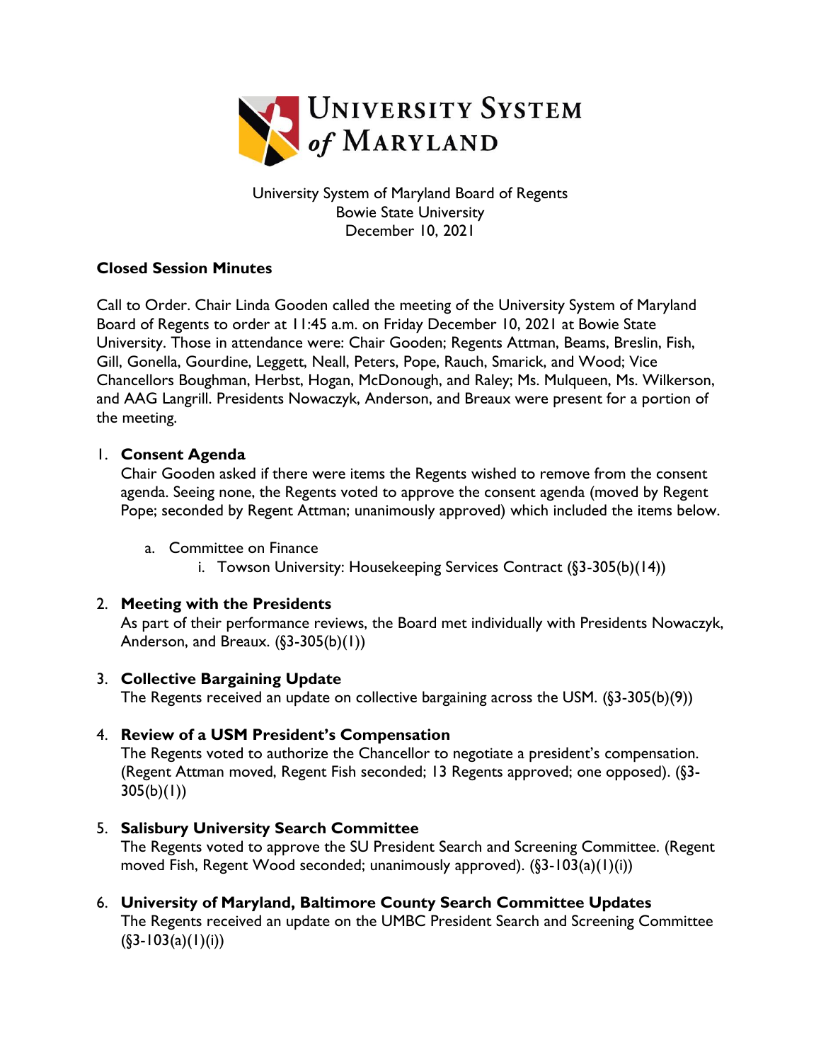# University System of Maryland

University System of Maryland Board of Regents
Bowie State University
December 10, 2021

**Closed Session Minutes**

Call to Order. Chair Linda Gooden called the meeting of the University System of Maryland Board of Regents to order at 11:45 a.m. on Friday December 10, 2021 at Bowie State University. Those in attendance were: Chair Gooden; Regents Attman, Beams, Breslin, Fish, Gill, Gonella, Gourdine, Leggett, Neall, Peters, Pope, Rauch, Smarick, and Wood; Vice Chancellors Boughman, Herbst, Hogan, McDonough, and Raley; Ms. Mulqueen, Ms. Wilkerson, and AAG Langrill. Presidents Nowaczyk, Anderson, and Breaux were present for a portion of the meeting.

1. **Consent Agenda**
   Chair Gooden asked if there were items the Regents wished to remove from the consent agenda. Seeing none, the Regents voted to approve the consent agenda (moved by Regent Pope; seconded by Regent Attman; unanimously approved) which included the items below.

   a. Committee on Finance
      i. Towson University: Housekeeping Services Contract (§3-305(b)(14))

2. **Meeting with the Presidents**
   As part of their performance reviews, the Board met individually with Presidents Nowaczyk, Anderson, and Breaux. (§3-305(b)(1))

3. **Collective Bargaining Update**
   The Regents received an update on collective bargaining across the USM. (§3-305(b)(9))

4. **Review of a USM President's Compensation**
   The Regents voted to authorize the Chancellor to negotiate a president's compensation. (Regent Attman moved, Regent Fish seconded; 13 Regents approved; one opposed). (§3-305(b)(1))

5. **Salisbury University Search Committee**
   The Regents voted to approve the SU President Search and Screening Committee. (Regent moved Fish, Regent Wood seconded; unanimously approved). (§3-103(a)(1)(i))

6. **University of Maryland, Baltimore County Search Committee Updates**
   The Regents received an update on the UMBC President Search and Screening Committee (§3-103(a)(1)(i))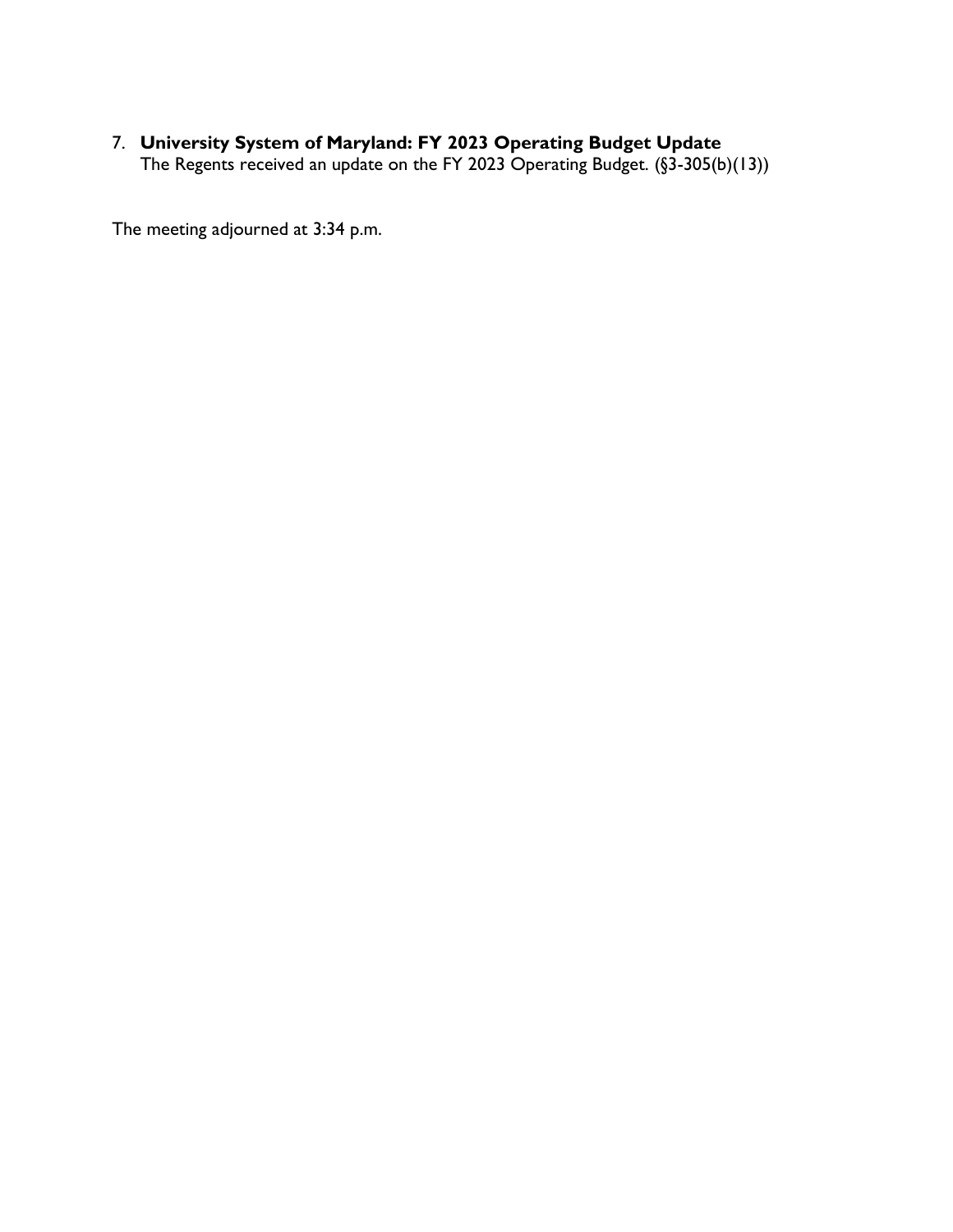7. **University System of Maryland: FY 2023 Operating Budget Update**
   The Regents received an update on the FY 2023 Operating Budget. (§3-305(b)(13))

The meeting adjourned at 3:34 p.m.